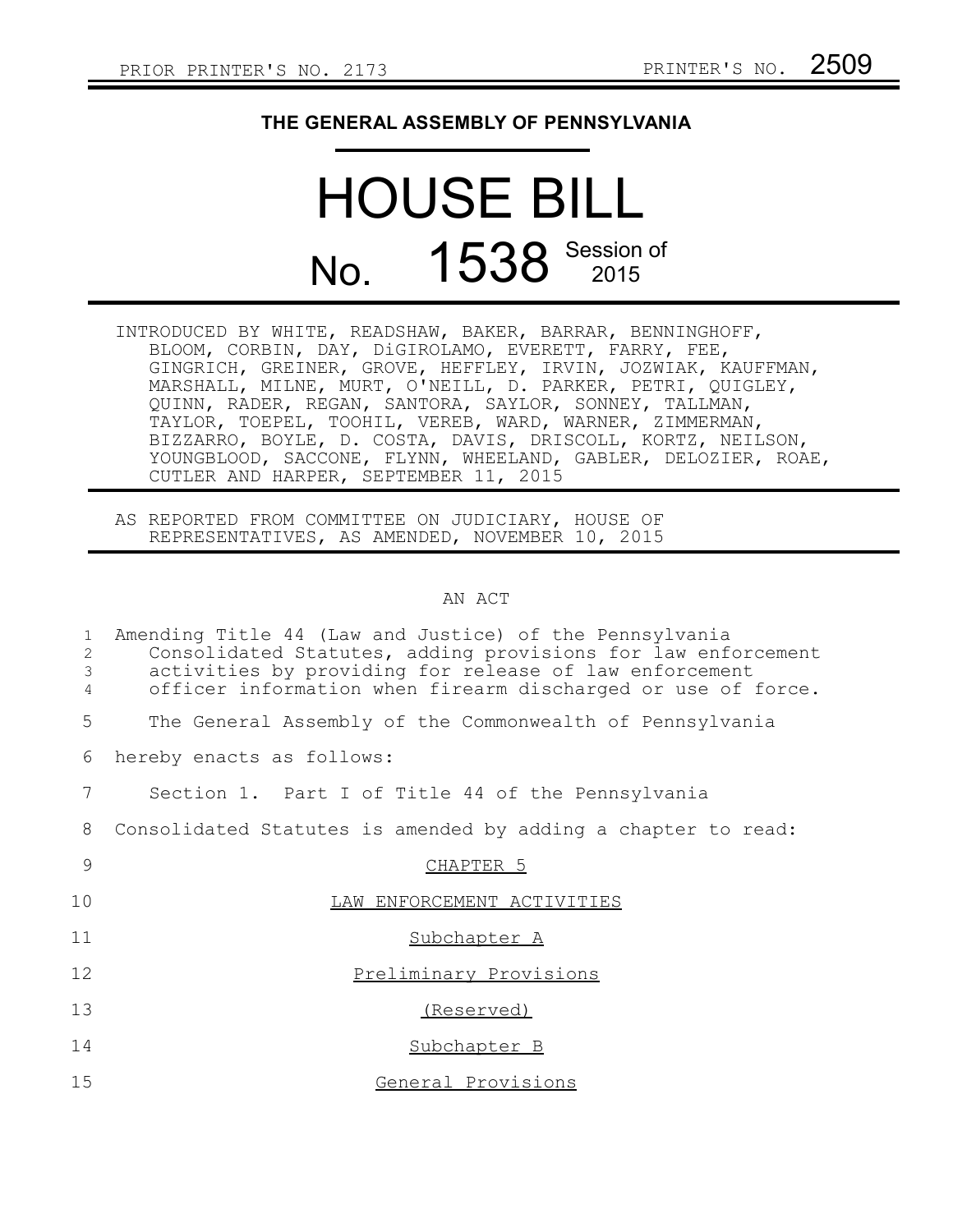PRIOR PRINTER'S NO. 2173 PRINTER'S NO. 2509

# THE GENERAL ASSEMBLY OF PENNSYLVANIA

# HOUSE BILL No. 1538 Session of 2015

INTRODUCED BY WHITE, READSHAW, BAKER, BARRAR, BENNINGHOFF, BLOOM, CORBIN, DAY, DiGIROLAMO, EVERETT, FARRY, FEE, GINGRICH, GREINER, GROVE, HEFFLEY, IRVIN, JOZWIAK, KAUFFMAN, MARSHALL, MILNE, MURT, O'NEILL, D. PARKER, PETRI, QUIGLEY, QUINN, RADER, REGAN, SANTORA, SAYLOR, SONNEY, TALLMAN, TAYLOR, TOEPEL, TOOHIL, VEREB, WARD, WARNER, ZIMMERMAN, BIZZARRO, BOYLE, D. COSTA, DAVIS, DRISCOLL, KORTZ, NEILSON, YOUNGBLOOD, SACCONE, FLYNN, WHEELAND, GABLER, DELOZIER, ROAE, CUTLER AND HARPER, SEPTEMBER 11, 2015

AS REPORTED FROM COMMITTEE ON JUDICIARY, HOUSE OF REPRESENTATIVES, AS AMENDED, NOVEMBER 10, 2015

AN ACT

1 Amending Title 44 (Law and Justice) of the Pennsylvania
2 Consolidated Statutes, adding provisions for law enforcement
3 activities by providing for release of law enforcement
4 officer information when firearm discharged or use of force.

5 The General Assembly of the Commonwealth of Pennsylvania
6 hereby enacts as follows:

7 Section 1. Part I of Title 44 of the Pennsylvania
8 Consolidated Statutes is amended by adding a chapter to read:

9 CHAPTER 5

10 LAW ENFORCEMENT ACTIVITIES

11 Subchapter A

12 Preliminary Provisions

13 (Reserved)

14 Subchapter B

15 General Provisions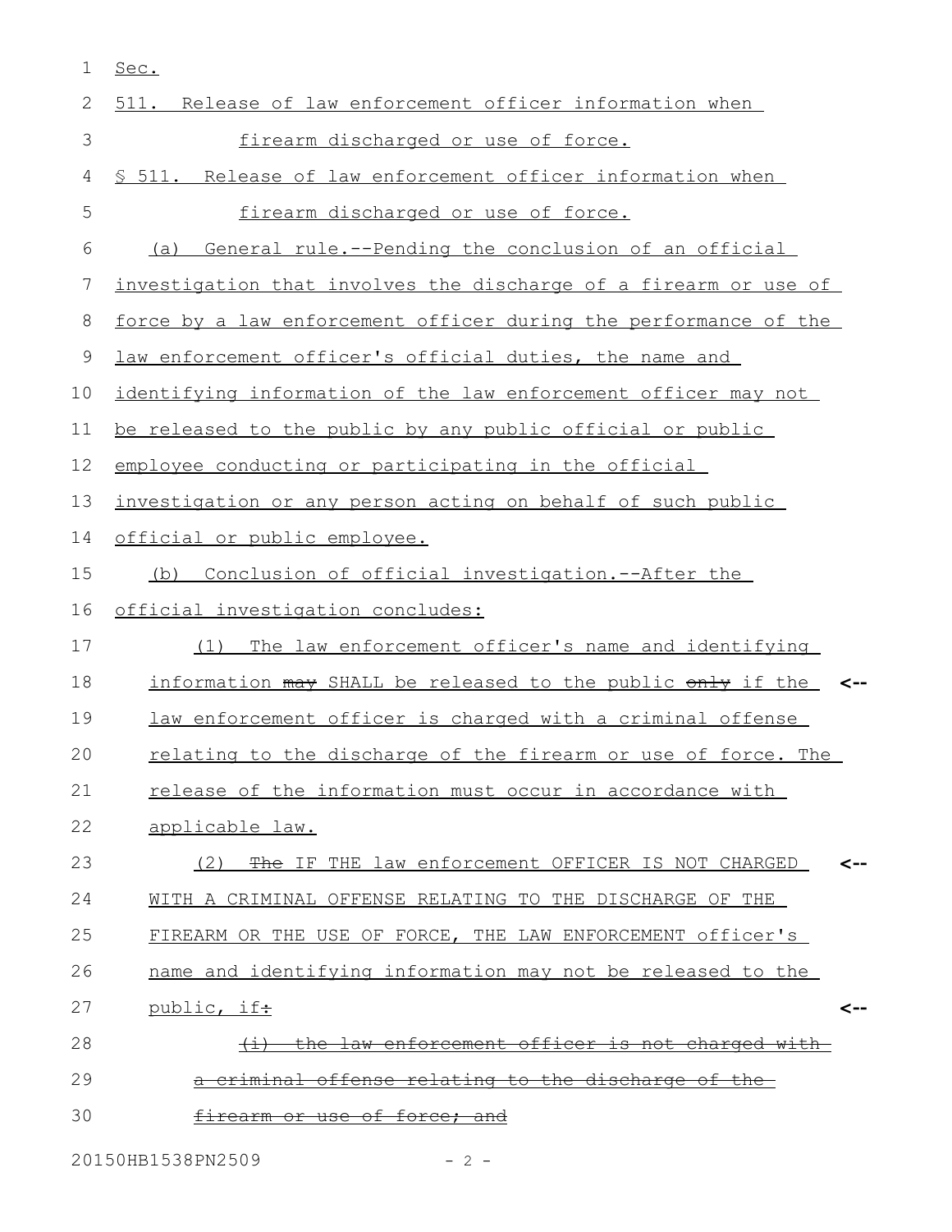Sec.

511. Release of law enforcement officer information when firearm discharged or use of force.

§ 511. Release of law enforcement officer information when firearm discharged or use of force.

(a) General rule.--Pending the conclusion of an official investigation that involves the discharge of a firearm or use of force by a law enforcement officer during the performance of the law enforcement officer's official duties, the name and identifying information of the law enforcement officer may not be released to the public by any public official or public employee conducting or participating in the official investigation or any person acting on behalf of such public official or public employee.

(b) Conclusion of official investigation.--After the official investigation concludes:

(1) The law enforcement officer's name and identifying information ~~may~~ SHALL be released to the public ~~only~~ if the law enforcement officer is charged with a criminal offense relating to the discharge of the firearm or use of force. The release of the information must occur in accordance with applicable law.

(2) ~~The~~ IF THE law enforcement OFFICER IS NOT CHARGED WITH A CRIMINAL OFFENSE RELATING TO THE DISCHARGE OF THE FIREARM OR THE USE OF FORCE, THE LAW ENFORCEMENT officer's name and identifying information may not be released to the public, if~~:~~

~~(i) the law enforcement officer is not charged with a criminal offense relating to the discharge of the firearm or use of force; and~~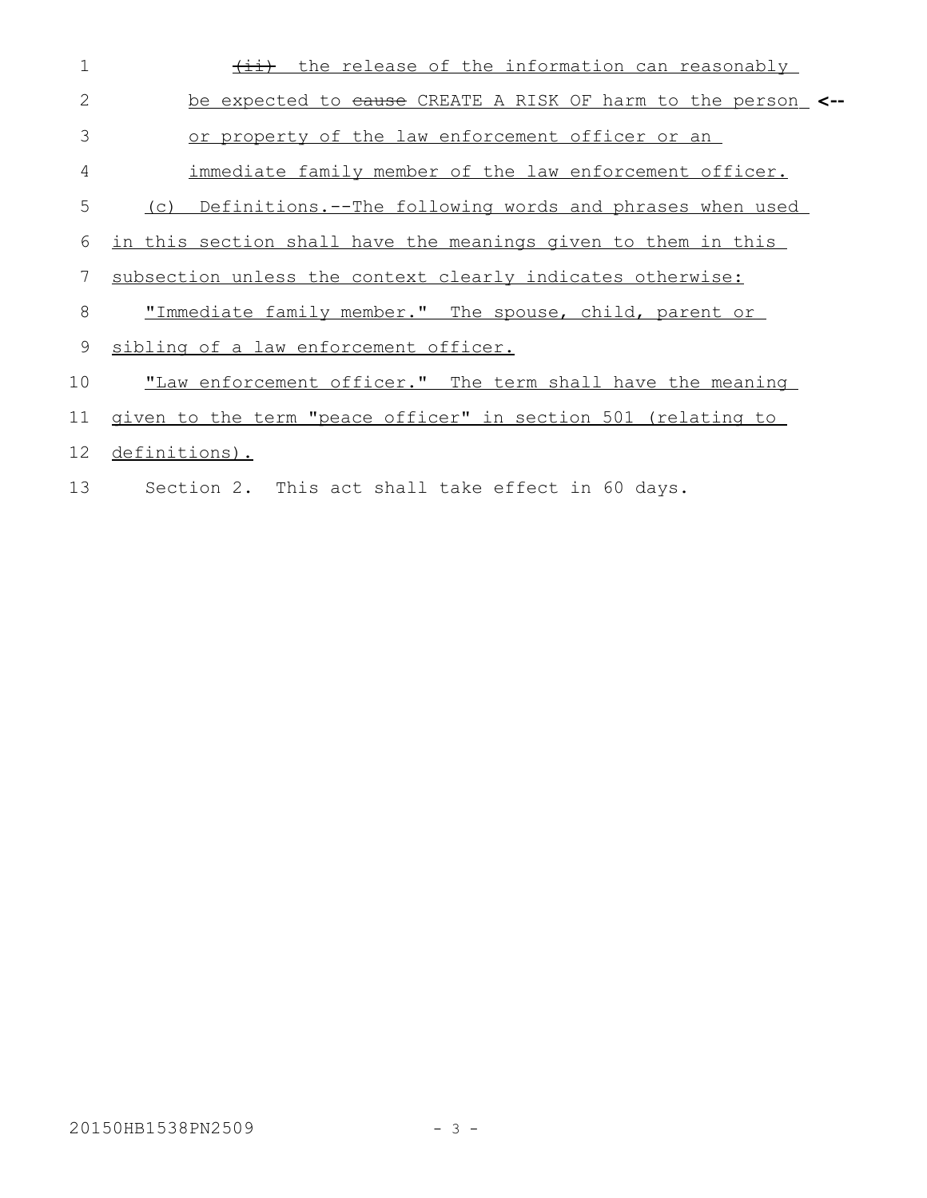~~(ii)~~ the release of the information can reasonably be expected to ~~cause~~ CREATE A RISK OF harm to the person or property of the law enforcement officer or an immediate family member of the law enforcement officer.

(c) Definitions.--The following words and phrases when used in this section shall have the meanings given to them in this subsection unless the context clearly indicates otherwise:

"Immediate family member." The spouse, child, parent or sibling of a law enforcement officer.

"Law enforcement officer." The term shall have the meaning given to the term "peace officer" in section 501 (relating to definitions).

Section 2. This act shall take effect in 60 days.